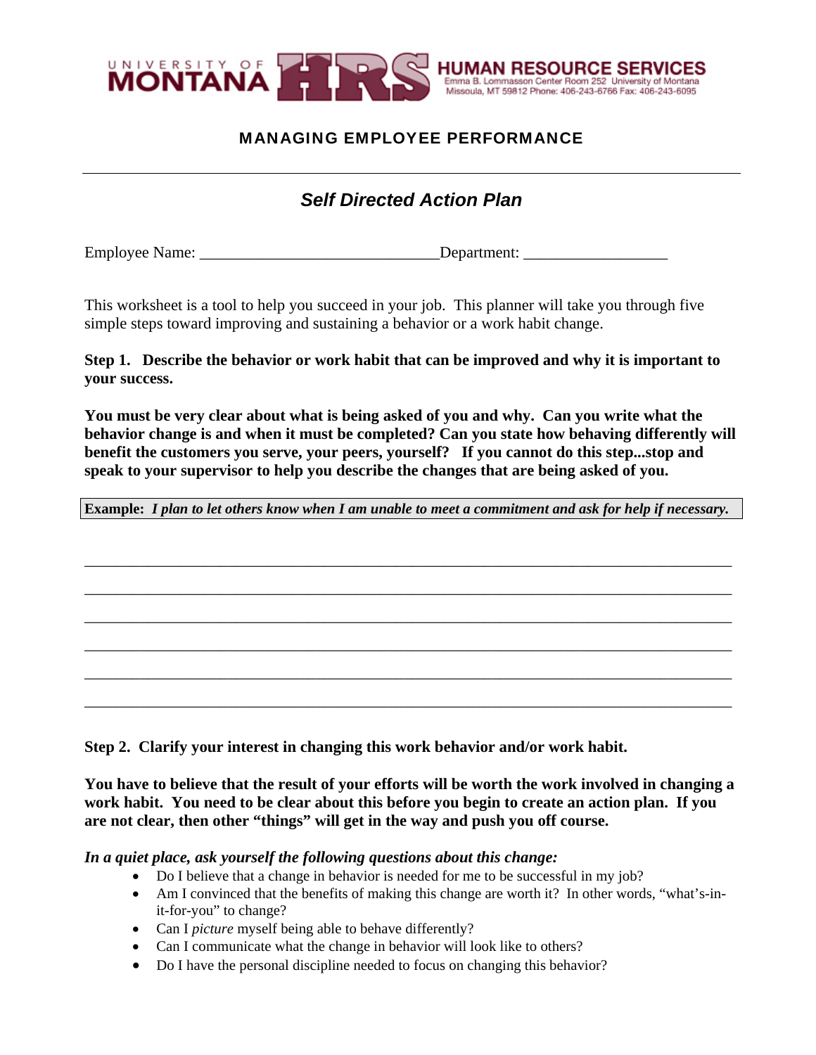UNIVERSITY OF MONTANA HRS HUMAN RESOURCE SERVICES
Emma B. Lommasson Center Room 252 University of Montana
Missoula, MT 59812 Phone: 406-243-6766 Fax: 406-243-6095

## MANAGING EMPLOYEE PERFORMANCE

---

# *Self Directed Action Plan*

Employee Name: ______________________________Department: __________________

This worksheet is a tool to help you succeed in your job. This planner will take you through five simple steps toward improving and sustaining a behavior or a work habit change.

**Step 1. Describe the behavior or work habit that can be improved and why it is important to your success.**

**You must be very clear about what is being asked of you and why. Can you write what the behavior change is and when it must be completed? Can you state how behaving differently will benefit the customers you serve, your peers, yourself? If you cannot do this step...stop and speak to your supervisor to help you describe the changes that are being asked of you.**

**Example:** ***I plan to let others know when I am unable to meet a commitment and ask for help if necessary.***

_______________________________________________________________________________

_______________________________________________________________________________

_______________________________________________________________________________

_______________________________________________________________________________

_______________________________________________________________________________

_______________________________________________________________________________

**Step 2. Clarify your interest in changing this work behavior and/or work habit.**

**You have to believe that the result of your efforts will be worth the work involved in changing a work habit. You need to be clear about this before you begin to create an action plan. If you are not clear, then other "things" will get in the way and push you off course.**

***In a quiet place, ask yourself the following questions about this change:***

- Do I believe that a change in behavior is needed for me to be successful in my job?
- Am I convinced that the benefits of making this change are worth it? In other words, "what's-in-it-for-you" to change?
- Can I *picture* myself being able to behave differently?
- Can I communicate what the change in behavior will look like to others?
- Do I have the personal discipline needed to focus on changing this behavior?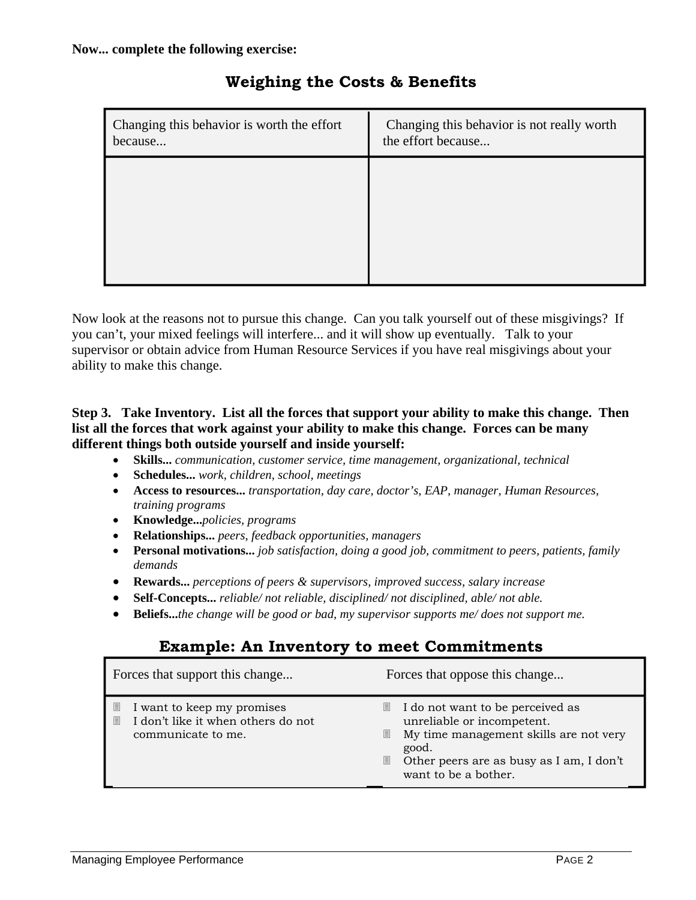**Now... complete the following exercise:**

## Weighing the Costs & Benefits

| Changing this behavior is worth the effort because... | Changing this behavior is not really worth the effort because... |
|---|---|
| | |

Now look at the reasons not to pursue this change. Can you talk yourself out of these misgivings? If you can't, your mixed feelings will interfere... and it will show up eventually. Talk to your supervisor or obtain advice from Human Resource Services if you have real misgivings about your ability to make this change.

**Step 3. Take Inventory. List all the forces that support your ability to make this change. Then list all the forces that work against your ability to make this change. Forces can be many different things both outside yourself and inside yourself:**

- **Skills...** *communication, customer service, time management, organizational, technical*
- **Schedules...** *work, children, school, meetings*
- **Access to resources...** *transportation, day care, doctor's, EAP, manager, Human Resources, training programs*
- **Knowledge...***policies, programs*
- **Relationships...** *peers, feedback opportunities, managers*
- **Personal motivations...** *job satisfaction, doing a good job, commitment to peers, patients, family demands*
- **Rewards...** *perceptions of peers & supervisors, improved success, salary increase*
- **Self-Concepts...** *reliable/ not reliable, disciplined/ not disciplined, able/ not able.*
- **Beliefs...***the change will be good or bad, my supervisor supports me/ does not support me.*

## Example: An Inventory to meet Commitments

| Forces that support this change... | Forces that oppose this change... |
|---|---|
| I want to keep my promises<br>I don't like it when others do not communicate to me. | I do not want to be perceived as unreliable or incompetent.<br>My time management skills are not very good.<br>Other peers are as busy as I am, I don't want to be a bother. |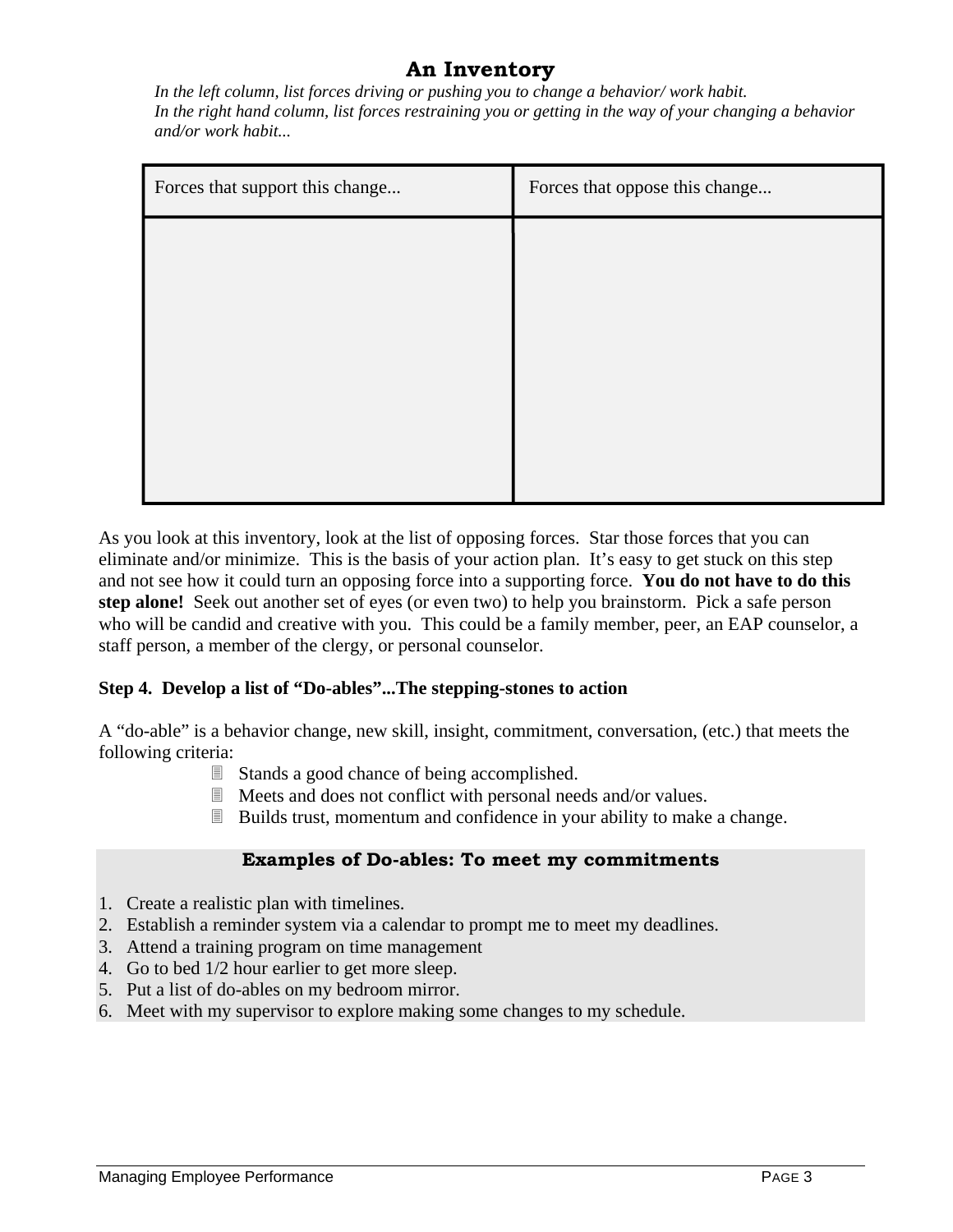# An Inventory

*In the left column, list forces driving or pushing you to change a behavior/ work habit.*
*In the right hand column, list forces restraining you or getting in the way of your changing a behavior and/or work habit...*

| Forces that support this change... | Forces that oppose this change... |
|---|---|
| | |

As you look at this inventory, look at the list of opposing forces. Star those forces that you can eliminate and/or minimize. This is the basis of your action plan. It's easy to get stuck on this step and not see how it could turn an opposing force into a supporting force. **You do not have to do this step alone!** Seek out another set of eyes (or even two) to help you brainstorm. Pick a safe person who will be candid and creative with you. This could be a family member, peer, an EAP counselor, a staff person, a member of the clergy, or personal counselor.

**Step 4. Develop a list of "Do-ables"...The stepping-stones to action**

A "do-able" is a behavior change, new skill, insight, commitment, conversation, (etc.) that meets the following criteria:

- Stands a good chance of being accomplished.
- Meets and does not conflict with personal needs and/or values.
- Builds trust, momentum and confidence in your ability to make a change.

**Examples of Do-ables: To meet my commitments**

1. Create a realistic plan with timelines.
2. Establish a reminder system via a calendar to prompt me to meet my deadlines.
3. Attend a training program on time management
4. Go to bed 1/2 hour earlier to get more sleep.
5. Put a list of do-ables on my bedroom mirror.
6. Meet with my supervisor to explore making some changes to my schedule.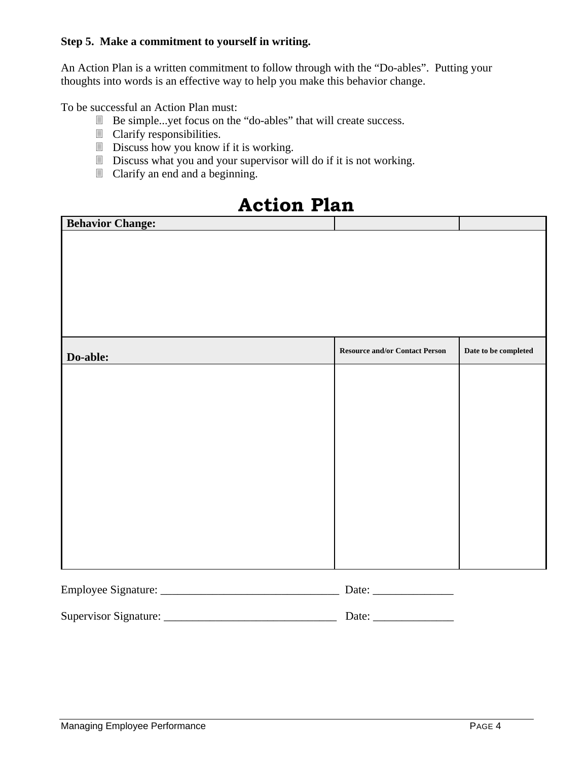**Step 5. Make a commitment to yourself in writing.**

An Action Plan is a written commitment to follow through with the "Do-ables". Putting your thoughts into words is an effective way to help you make this behavior change.

To be successful an Action Plan must:

- Be simple...yet focus on the "do-ables" that will create success.
- Clarify responsibilities.
- Discuss how you know if it is working.
- Discuss what you and your supervisor will do if it is not working.
- Clarify an end and a beginning.

# Action Plan

| **Behavior Change:** | | |
|---|---|---|
| | | |
| **Do-able:** | **Resource and/or Contact Person** | **Date to be completed** |
| | | |

Employee Signature: _______________________________ Date: ______________

Supervisor Signature: ______________________________ Date: ______________